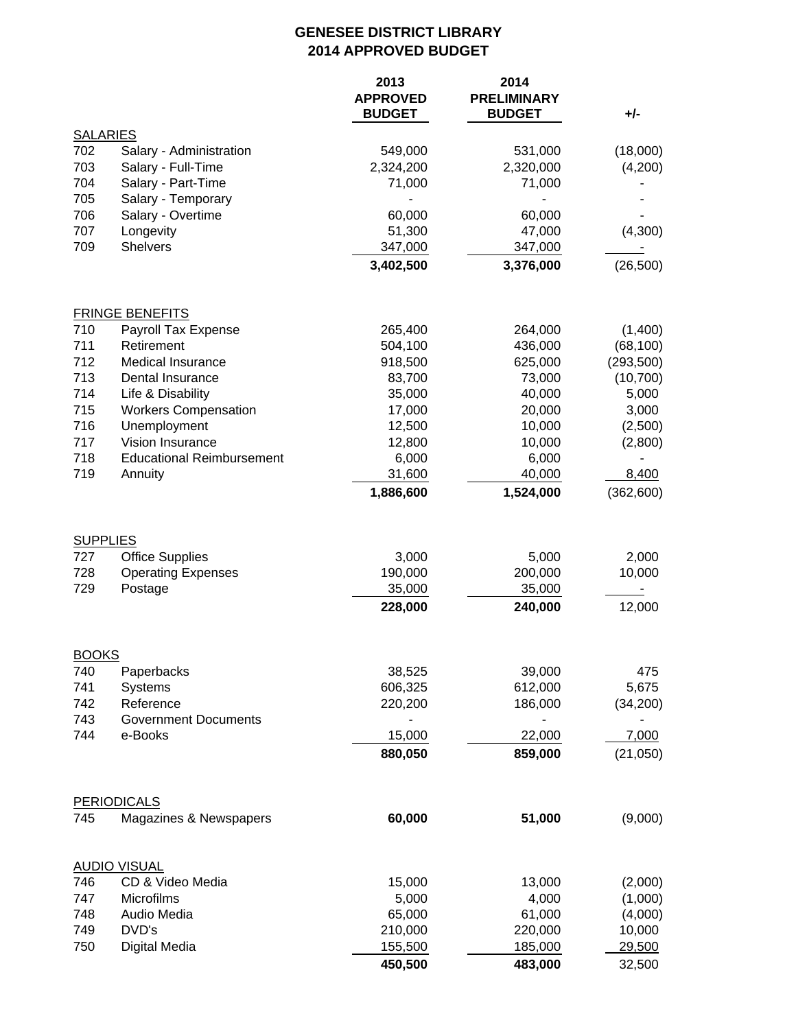# GENESEE DISTRICT LIBRARY
## 2014 APPROVED BUDGET

| | | 2013 APPROVED BUDGET | 2014 PRELIMINARY BUDGET | +/- |
|---|---|---|---|---|
| **SALARIES** | | | | |
| 702 | Salary - Administration | 549,000 | 531,000 | (18,000) |
| 703 | Salary - Full-Time | 2,324,200 | 2,320,000 | (4,200) |
| 704 | Salary - Part-Time | 71,000 | 71,000 | - |
| 705 | Salary - Temporary | - | - | - |
| 706 | Salary - Overtime | 60,000 | 60,000 | - |
| 707 | Longevity | 51,300 | 47,000 | (4,300) |
| 709 | Shelvers | 347,000 | 347,000 | - |
| | | **3,402,500** | **3,376,000** | (26,500) |
| **FRINGE BENEFITS** | | | | |
| 710 | Payroll Tax Expense | 265,400 | 264,000 | (1,400) |
| 711 | Retirement | 504,100 | 436,000 | (68,100) |
| 712 | Medical Insurance | 918,500 | 625,000 | (293,500) |
| 713 | Dental Insurance | 83,700 | 73,000 | (10,700) |
| 714 | Life & Disability | 35,000 | 40,000 | 5,000 |
| 715 | Workers Compensation | 17,000 | 20,000 | 3,000 |
| 716 | Unemployment | 12,500 | 10,000 | (2,500) |
| 717 | Vision Insurance | 12,800 | 10,000 | (2,800) |
| 718 | Educational Reimbursement | 6,000 | 6,000 | - |
| 719 | Annuity | 31,600 | 40,000 | 8,400 |
| | | **1,886,600** | **1,524,000** | (362,600) |
| **SUPPLIES** | | | | |
| 727 | Office Supplies | 3,000 | 5,000 | 2,000 |
| 728 | Operating Expenses | 190,000 | 200,000 | 10,000 |
| 729 | Postage | 35,000 | 35,000 | - |
| | | **228,000** | **240,000** | 12,000 |
| **BOOKS** | | | | |
| 740 | Paperbacks | 38,525 | 39,000 | 475 |
| 741 | Systems | 606,325 | 612,000 | 5,675 |
| 742 | Reference | 220,200 | 186,000 | (34,200) |
| 743 | Government Documents | - | - | - |
| 744 | e-Books | 15,000 | 22,000 | 7,000 |
| | | **880,050** | **859,000** | (21,050) |
| **PERIODICALS** | | | | |
| 745 | Magazines & Newspapers | **60,000** | **51,000** | (9,000) |
| **AUDIO VISUAL** | | | | |
| 746 | CD & Video Media | 15,000 | 13,000 | (2,000) |
| 747 | Microfilms | 5,000 | 4,000 | (1,000) |
| 748 | Audio Media | 65,000 | 61,000 | (4,000) |
| 749 | DVD's | 210,000 | 220,000 | 10,000 |
| 750 | Digital Media | 155,500 | 185,000 | 29,500 |
| | | **450,500** | **483,000** | 32,500 |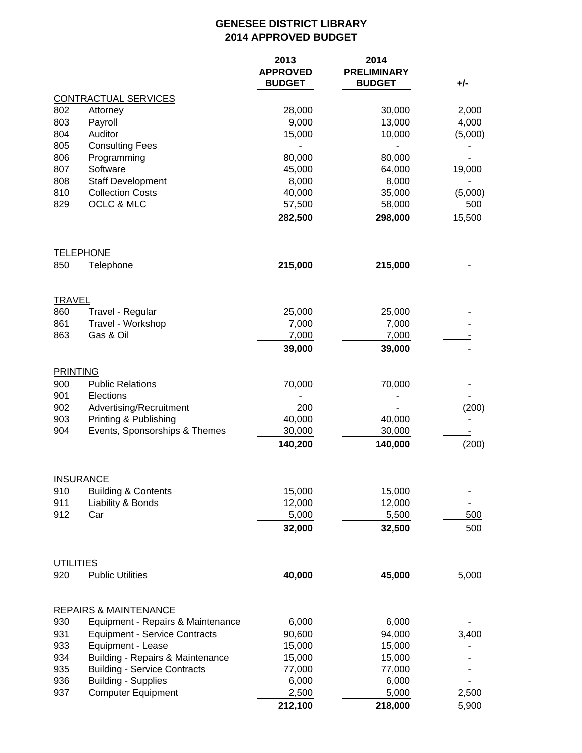# GENESEE DISTRICT LIBRARY
## 2014 APPROVED BUDGET

| | | 2013 APPROVED BUDGET | 2014 PRELIMINARY BUDGET | +/- |
|---|---|---|---|---|
| CONTRACTUAL SERVICES | | | | |
| 802 | Attorney | 28,000 | 30,000 | 2,000 |
| 803 | Payroll | 9,000 | 13,000 | 4,000 |
| 804 | Auditor | 15,000 | 10,000 | (5,000) |
| 805 | Consulting Fees | - | - | - |
| 806 | Programming | 80,000 | 80,000 | - |
| 807 | Software | 45,000 | 64,000 | 19,000 |
| 808 | Staff Development | 8,000 | 8,000 | - |
| 810 | Collection Costs | 40,000 | 35,000 | (5,000) |
| 829 | OCLC & MLC | 57,500 | 58,000 | 500 |
| | | **282,500** | **298,000** | 15,500 |
| TELEPHONE | | | | |
| 850 | Telephone | **215,000** | **215,000** | - |
| TRAVEL | | | | |
| 860 | Travel - Regular | 25,000 | 25,000 | - |
| 861 | Travel - Workshop | 7,000 | 7,000 | - |
| 863 | Gas & Oil | 7,000 | 7,000 | - |
| | | **39,000** | **39,000** | - |
| PRINTING | | | | |
| 900 | Public Relations | 70,000 | 70,000 | - |
| 901 | Elections | - | - | - |
| 902 | Advertising/Recruitment | 200 | - | (200) |
| 903 | Printing & Publishing | 40,000 | 40,000 | - |
| 904 | Events, Sponsorships & Themes | 30,000 | 30,000 | - |
| | | **140,200** | **140,000** | (200) |
| INSURANCE | | | | |
| 910 | Building & Contents | 15,000 | 15,000 | - |
| 911 | Liability & Bonds | 12,000 | 12,000 | - |
| 912 | Car | 5,000 | 5,500 | 500 |
| | | **32,000** | **32,500** | 500 |
| UTILITIES | | | | |
| 920 | Public Utilities | **40,000** | **45,000** | 5,000 |
| REPAIRS & MAINTENANCE | | | | |
| 930 | Equipment - Repairs & Maintenance | 6,000 | 6,000 | - |
| 931 | Equipment - Service Contracts | 90,600 | 94,000 | 3,400 |
| 933 | Equipment - Lease | 15,000 | 15,000 | - |
| 934 | Building - Repairs & Maintenance | 15,000 | 15,000 | - |
| 935 | Building - Service Contracts | 77,000 | 77,000 | - |
| 936 | Building - Supplies | 6,000 | 6,000 | - |
| 937 | Computer Equipment | 2,500 | 5,000 | 2,500 |
| | | **212,100** | **218,000** | 5,900 |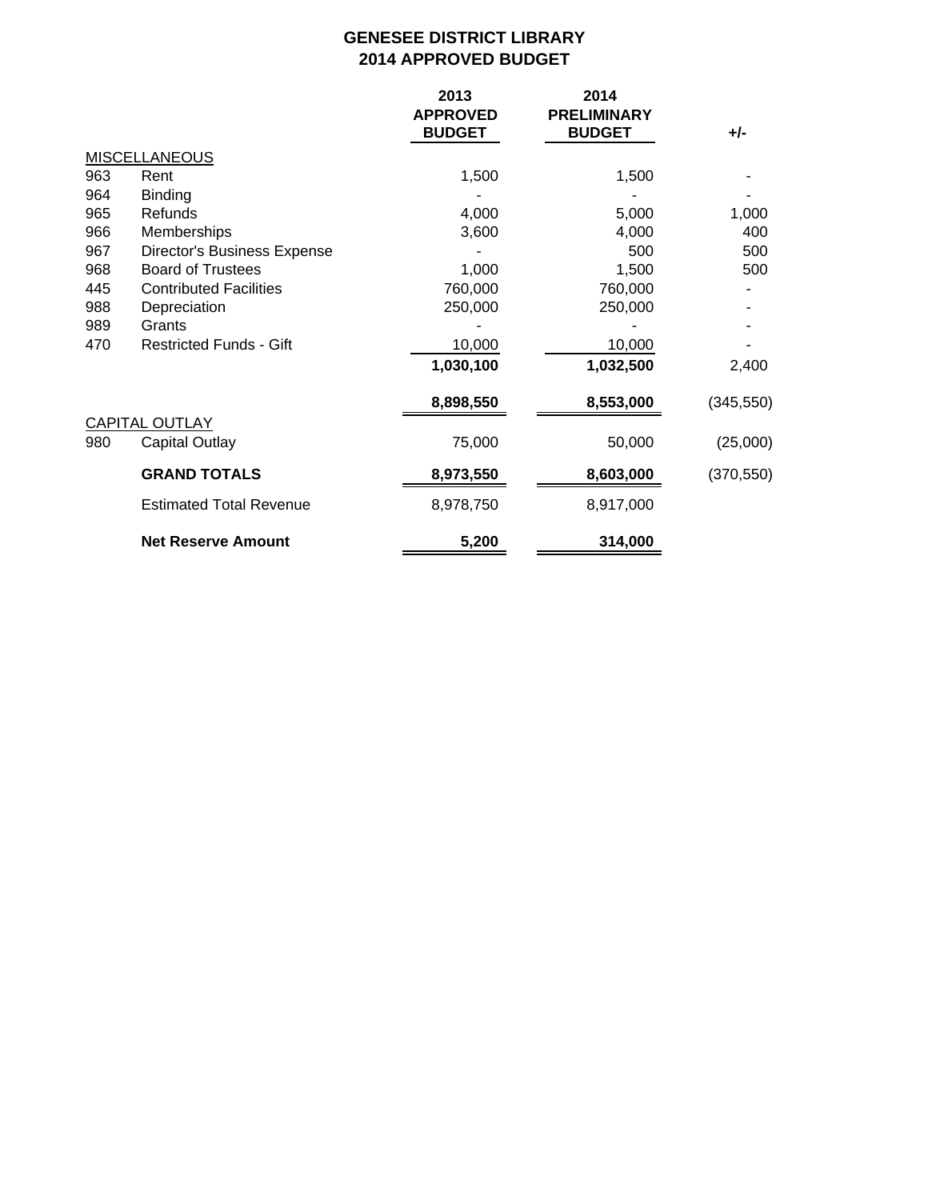# GENESEE DISTRICT LIBRARY
## 2014 APPROVED BUDGET

| | | 2013 APPROVED BUDGET | 2014 PRELIMINARY BUDGET | +/- |
|---|---|---|---|---|
| MISCELLANEOUS | | | | |
| 963 | Rent | 1,500 | 1,500 | - |
| 964 | Binding | - | - | - |
| 965 | Refunds | 4,000 | 5,000 | 1,000 |
| 966 | Memberships | 3,600 | 4,000 | 400 |
| 967 | Director's Business Expense | - | 500 | 500 |
| 968 | Board of Trustees | 1,000 | 1,500 | 500 |
| 445 | Contributed Facilities | 760,000 | 760,000 | - |
| 988 | Depreciation | 250,000 | 250,000 | - |
| 989 | Grants | - | - | - |
| 470 | Restricted Funds - Gift | 10,000 | 10,000 | - |
| | | **1,030,100** | **1,032,500** | 2,400 |
| | | **8,898,550** | **8,553,000** | (345,550) |
| CAPITAL OUTLAY | | | | |
| 980 | Capital Outlay | 75,000 | 50,000 | (25,000) |
| | **GRAND TOTALS** | **8,973,550** | **8,603,000** | (370,550) |
| | Estimated Total Revenue | 8,978,750 | 8,917,000 | |
| | **Net Reserve Amount** | **5,200** | **314,000** | |